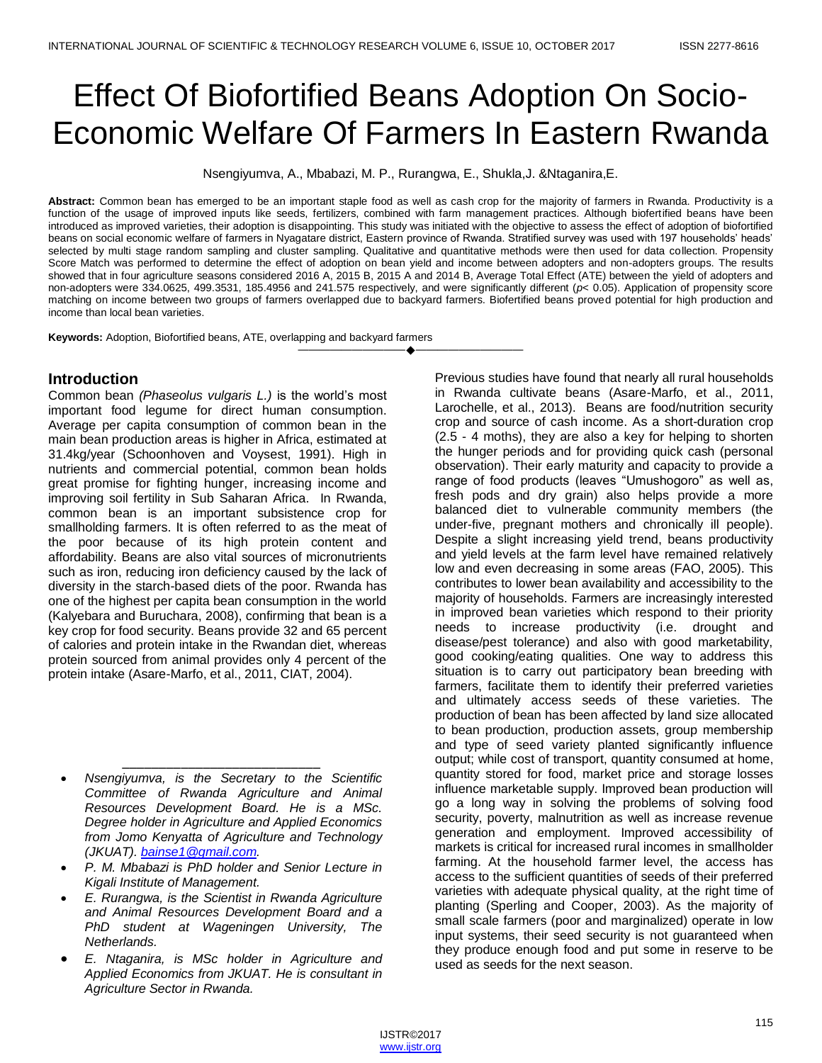# Effect Of Biofortified Beans Adoption On Socio-Economic Welfare Of Farmers In Eastern Rwanda

Nsengiyumva, A., Mbabazi, M. P., Rurangwa, E., Shukla,J. &Ntaganira,E.

**Abstract:** Common bean has emerged to be an important staple food as well as cash crop for the majority of farmers in Rwanda. Productivity is a function of the usage of improved inputs like seeds, fertilizers, combined with farm management practices. Although biofertified beans have been introduced as improved varieties, their adoption is disappointing. This study was initiated with the objective to assess the effect of adoption of biofortified beans on social economic welfare of farmers in Nyagatare district, Eastern province of Rwanda. Stratified survey was used with 197 households' heads' selected by multi stage random sampling and cluster sampling. Qualitative and quantitative methods were then used for data collection. Propensity Score Match was performed to determine the effect of adoption on bean yield and income between adopters and non-adopters groups. The results showed that in four agriculture seasons considered 2016 A, 2015 B, 2015 A and 2014 B, Average Total Effect (ATE) between the yield of adopters and non-adopters were 334.0625, 499.3531, 185.4956 and 241.575 respectively, and were significantly different ($p < 0.05$). Application of propensity score matching on income between two groups of farmers overlapped due to backyard farmers. Biofertified beans proved potential for high production and income than local bean varieties.

**Keywords:** Adoption, Biofortified beans, ATE, overlapping and backyard farmers

## Introduction

Common bean *(Phaseolus vulgaris L.)* is the world's most important food legume for direct human consumption. Average per capita consumption of common bean in the main bean production areas is higher in Africa, estimated at 31.4kg/year (Schoonhoven and Voysest, 1991). High in nutrients and commercial potential, common bean holds great promise for fighting hunger, increasing income and improving soil fertility in Sub Saharan Africa. In Rwanda, common bean is an important subsistence crop for smallholding farmers. It is often referred to as the meat of the poor because of its high protein content and affordability. Beans are also vital sources of micronutrients such as iron, reducing iron deficiency caused by the lack of diversity in the starch-based diets of the poor. Rwanda has one of the highest per capita bean consumption in the world (Kalyebara and Buruchara, 2008), confirming that bean is a key crop for food security. Beans provide 32 and 65 percent of calories and protein intake in the Rwandan diet, whereas protein sourced from animal provides only 4 percent of the protein intake (Asare-Marfo, et al., 2011, CIAT, 2004).

- *Nsengiyumva, is the Secretary to the Scientific Committee of Rwanda Agriculture and Animal Resources Development Board. He is a MSc. Degree holder in Agriculture and Applied Economics from Jomo Kenyatta of Agriculture and Technology (JKUAT). bainse1@gmail.com.*
- *P. M. Mbabazi is PhD holder and Senior Lecture in Kigali Institute of Management.*
- *E. Rurangwa, is the Scientist in Rwanda Agriculture and Animal Resources Development Board and a PhD student at Wageningen University, The Netherlands.*
- *E. Ntaganira, is MSc holder in Agriculture and Applied Economics from JKUAT. He is consultant in Agriculture Sector in Rwanda.*

Previous studies have found that nearly all rural households in Rwanda cultivate beans (Asare-Marfo, et al., 2011, Larochelle, et al., 2013). Beans are food/nutrition security crop and source of cash income. As a short-duration crop (2.5 - 4 moths), they are also a key for helping to shorten the hunger periods and for providing quick cash (personal observation). Their early maturity and capacity to provide a range of food products (leaves "Umushogoro" as well as, fresh pods and dry grain) also helps provide a more balanced diet to vulnerable community members (the under-five, pregnant mothers and chronically ill people). Despite a slight increasing yield trend, beans productivity and yield levels at the farm level have remained relatively low and even decreasing in some areas (FAO, 2005). This contributes to lower bean availability and accessibility to the majority of households. Farmers are increasingly interested in improved bean varieties which respond to their priority needs to increase productivity (i.e. drought and disease/pest tolerance) and also with good marketability, good cooking/eating qualities. One way to address this situation is to carry out participatory bean breeding with farmers, facilitate them to identify their preferred varieties and ultimately access seeds of these varieties. The production of bean has been affected by land size allocated to bean production, production assets, group membership and type of seed variety planted significantly influence output; while cost of transport, quantity consumed at home, quantity stored for food, market price and storage losses influence marketable supply. Improved bean production will go a long way in solving the problems of solving food security, poverty, malnutrition as well as increase revenue generation and employment. Improved accessibility of markets is critical for increased rural incomes in smallholder farming. At the household farmer level, the access has access to the sufficient quantities of seeds of their preferred varieties with adequate physical quality, at the right time of planting (Sperling and Cooper, 2003). As the majority of small scale farmers (poor and marginalized) operate in low input systems, their seed security is not guaranteed when they produce enough food and put some in reserve to be used as seeds for the next season.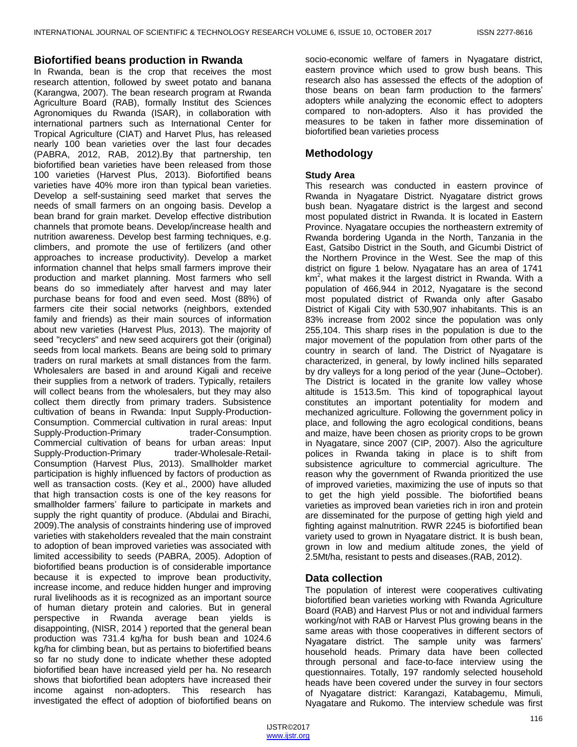## Biofortified beans production in Rwanda

In Rwanda, bean is the crop that receives the most research attention, followed by sweet potato and banana (Karangwa, 2007). The bean research program at Rwanda Agriculture Board (RAB), formally Institut des Sciences Agronomiques du Rwanda (ISAR), in collaboration with international partners such as International Center for Tropical Agriculture (CIAT) and Harvet Plus, has released nearly 100 bean varieties over the last four decades (PABRA, 2012, RAB, 2012).By that partnership, ten biofortified bean varieties have been released from those 100 varieties (Harvest Plus, 2013). Biofortified beans varieties have 40% more iron than typical bean varieties. Develop a self-sustaining seed market that serves the needs of small farmers on an ongoing basis. Develop a bean brand for grain market. Develop effective distribution channels that promote beans. Develop/increase health and nutrition awareness. Develop best farming techniques, e.g. climbers, and promote the use of fertilizers (and other approaches to increase productivity). Develop a market information channel that helps small farmers improve their production and market planning. Most farmers who sell beans do so immediately after harvest and may later purchase beans for food and even seed. Most (88%) of farmers cite their social networks (neighbors, extended family and friends) as their main sources of information about new varieties (Harvest Plus, 2013). The majority of seed "recyclers" and new seed acquirers got their (original) seeds from local markets. Beans are being sold to primary traders on rural markets at small distances from the farm. Wholesalers are based in and around Kigali and receive their supplies from a network of traders. Typically, retailers will collect beans from the wholesalers, but they may also collect them directly from primary traders. Subsistence cultivation of beans in Rwanda: Input Supply-Production-Consumption. Commercial cultivation in rural areas: Input Supply-Production-Primary trader-Consumption. Commercial cultivation of beans for urban areas: Input Supply-Production-Primary trader-Wholesale-Retail-Consumption (Harvest Plus, 2013). Smallholder market participation is highly influenced by factors of production as well as transaction costs. (Key et al., 2000) have alluded that high transaction costs is one of the key reasons for smallholder farmers' failure to participate in markets and supply the right quantity of produce. (Abdulai and Birachi, 2009).The analysis of constraints hindering use of improved varieties with stakeholders revealed that the main constraint to adoption of bean improved varieties was associated with limited accessibility to seeds (PABRA, 2005). Adoption of biofortified beans production is of considerable importance because it is expected to improve bean productivity, increase income, and reduce hidden hunger and improving rural livelihoods as it is recognized as an important source of human dietary protein and calories. But in general perspective in Rwanda average bean yields is disappointing, (NISR, 2014 ) reported that the general bean production was 731.4 kg/ha for bush bean and 1024.6 kg/ha for climbing bean, but as pertains to biofertified beans so far no study done to indicate whether these adopted biofortified bean have increased yield per ha. No research shows that biofortified bean adopters have increased their income against non-adopters. This research has investigated the effect of adoption of biofortified beans on socio-economic welfare of famers in Nyagatare district, eastern province which used to grow bush beans. This research also has assessed the effects of the adoption of those beans on bean farm production to the farmers' adopters while analyzing the economic effect to adopters compared to non-adopters. Also it has provided the measures to be taken in father more dissemination of biofortified bean varieties process

## Methodology

### Study Area

This research was conducted in eastern province of Rwanda in Nyagatare District. Nyagatare district grows bush bean. Nyagatare district is the largest and second most populated district in Rwanda. It is located in Eastern Province. Nyagatare occupies the northeastern extremity of Rwanda bordering Uganda in the North, Tanzania in the East, Gatsibo District in the South, and Gicumbi District of the Northern Province in the West. See the map of this district on figure 1 below. Nyagatare has an area of 1741 km$^2$, what makes it the largest district in Rwanda. With a population of 466,944 in 2012, Nyagatare is the second most populated district of Rwanda only after Gasabo District of Kigali City with 530,907 inhabitants. This is an 83% increase from 2002 since the population was only 255,104. This sharp rises in the population is due to the major movement of the population from other parts of the country in search of land. The District of Nyagatare is characterized, in general, by lowly inclined hills separated by dry valleys for a long period of the year (June–October). The District is located in the granite low valley whose altitude is 1513.5m. This kind of topographical layout constitutes an important potentiality for modern and mechanized agriculture. Following the government policy in place, and following the agro ecological conditions, beans and maize, have been chosen as priority crops to be grown in Nyagatare, since 2007 (CIP, 2007). Also the agriculture polices in Rwanda taking in place is to shift from subsistence agriculture to commercial agriculture. The reason why the government of Rwanda prioritized the use of improved varieties, maximizing the use of inputs so that to get the high yield possible. The biofortified beans varieties as improved bean varieties rich in iron and protein are disseminated for the purpose of getting high yield and fighting against malnutrition. RWR 2245 is biofortified bean variety used to grown in Nyagatare district. It is bush bean, grown in low and medium altitude zones, the yield of 2.5Mt/ha, resistant to pests and diseases.(RAB, 2012).

## Data collection

The population of interest were cooperatives cultivating biofortified bean varieties working with Rwanda Agriculture Board (RAB) and Harvest Plus or not and individual farmers working/not with RAB or Harvest Plus growing beans in the same areas with those cooperatives in different sectors of Nyagatare district. The sample unity was farmers' household heads. Primary data have been collected through personal and face-to-face interview using the questionnaires. Totally, 197 randomly selected household heads have been covered under the survey in four sectors of Nyagatare district: Karangazi, Katabagemu, Mimuli, Nyagatare and Rukomo. The interview schedule was first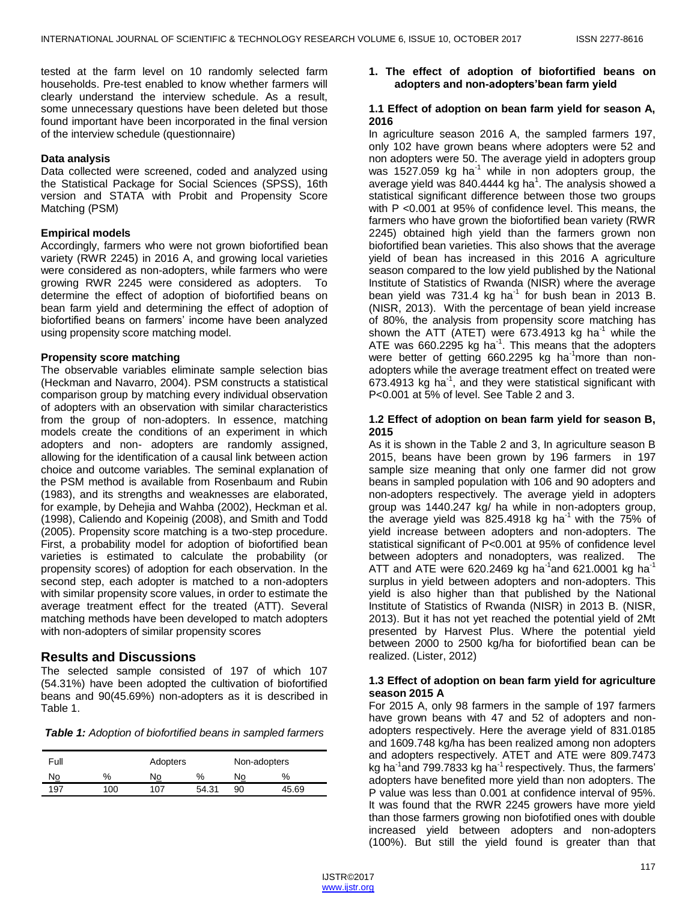tested at the farm level on 10 randomly selected farm households. Pre-test enabled to know whether farmers will clearly understand the interview schedule. As a result, some unnecessary questions have been deleted but those found important have been incorporated in the final version of the interview schedule (questionnaire)

### Data analysis

Data collected were screened, coded and analyzed using the Statistical Package for Social Sciences (SPSS), 16th version and STATA with Probit and Propensity Score Matching (PSM)

### Empirical models

Accordingly, farmers who were not grown biofortified bean variety (RWR 2245) in 2016 A, and growing local varieties were considered as non-adopters, while farmers who were growing RWR 2245 were considered as adopters. To determine the effect of adoption of biofortified beans on bean farm yield and determining the effect of adoption of biofortified beans on farmers' income have been analyzed using propensity score matching model.

### Propensity score matching

The observable variables eliminate sample selection bias (Heckman and Navarro, 2004). PSM constructs a statistical comparison group by matching every individual observation of adopters with an observation with similar characteristics from the group of non-adopters. In essence, matching models create the conditions of an experiment in which adopters and non- adopters are randomly assigned, allowing for the identification of a causal link between action choice and outcome variables. The seminal explanation of the PSM method is available from Rosenbaum and Rubin (1983), and its strengths and weaknesses are elaborated, for example, by Dehejia and Wahba (2002), Heckman et al. (1998), Caliendo and Kopeinig (2008), and Smith and Todd (2005). Propensity score matching is a two-step procedure. First, a probability model for adoption of biofortified bean varieties is estimated to calculate the probability (or propensity scores) of adoption for each observation. In the second step, each adopter is matched to a non-adopters with similar propensity score values, in order to estimate the average treatment effect for the treated (ATT). Several matching methods have been developed to match adopters with non-adopters of similar propensity scores

## Results and Discussions

The selected sample consisted of 197 of which 107 (54.31%) have been adopted the cultivation of biofortified beans and 90(45.69%) non-adopters as it is described in Table 1.

*Table 1: Adoption of biofortified beans in sampled farmers*

| Full | | Adopters | | Non-adopters | |
|---|---|---|---|---|---|
| No | % | No | % | No | % |
| 197 | 100 | 107 | 54.31 | 90 | 45.69 |

### 1. The effect of adoption of biofortified beans on adopters and non-adopters'bean farm yield

#### 1.1 Effect of adoption on bean farm yield for season A, 2016

In agriculture season 2016 A, the sampled farmers 197, only 102 have grown beans where adopters were 52 and non adopters were 50. The average yield in adopters group was 1527.059 kg ha$^{-1}$ while in non adopters group, the average yield was 840.4444 kg ha$^{1}$. The analysis showed a statistical significant difference between those two groups with P <0.001 at 95% of confidence level. This means, the farmers who have grown the biofortified bean variety (RWR 2245) obtained high yield than the farmers grown non biofortified bean varieties. This also shows that the average yield of bean has increased in this 2016 A agriculture season compared to the low yield published by the National Institute of Statistics of Rwanda (NISR) where the average bean yield was 731.4 kg ha$^{-1}$ for bush bean in 2013 B. (NISR, 2013). With the percentage of bean yield increase of 80%, the analysis from propensity score matching has shown the ATT (ATET) were 673.4913 kg ha$^{-1}$ while the ATE was 660.2295 kg ha$^{-1}$. This means that the adopters were better of getting 660.2295 kg ha$^{-1}$more than non-adopters while the average treatment effect on treated were 673.4913 kg ha$^{-1}$, and they were statistical significant with P<0.001 at 5% of level. See Table 2 and 3.

#### 1.2 Effect of adoption on bean farm yield for season B, 2015

As it is shown in the Table 2 and 3, In agriculture season B 2015, beans have been grown by 196 farmers in 197 sample size meaning that only one farmer did not grow beans in sampled population with 106 and 90 adopters and non-adopters respectively. The average yield in adopters group was 1440.247 kg/ ha while in non-adopters group, the average yield was 825.4918 kg ha$^{-1}$ with the 75% of yield increase between adopters and non-adopters. The statistical significant of P<0.001 at 95% of confidence level between adopters and nonadopters, was realized. The ATT and ATE were 620.2469 kg ha$^{-1}$and 621.0001 kg ha$^{-1}$ surplus in yield between adopters and non-adopters. This yield is also higher than that published by the National Institute of Statistics of Rwanda (NISR) in 2013 B. (NISR, 2013). But it has not yet reached the potential yield of 2Mt presented by Harvest Plus. Where the potential yield between 2000 to 2500 kg/ha for biofortified bean can be realized. (Lister, 2012)

#### 1.3 Effect of adoption on bean farm yield for agriculture season 2015 A

For 2015 A, only 98 farmers in the sample of 197 farmers have grown beans with 47 and 52 of adopters and non-adopters respectively. Here the average yield of 831.0185 and 1609.748 kg/ha has been realized among non adopters and adopters respectively. ATET and ATE were 809.7473 kg ha$^{-1}$and 799.7833 kg ha$^{-1}$ respectively. Thus, the farmers' adopters have benefited more yield than non adopters. The P value was less than 0.001 at confidence interval of 95%. It was found that the RWR 2245 growers have more yield than those farmers growing non biofotified ones with double increased yield between adopters and non-adopters (100%). But still the yield found is greater than that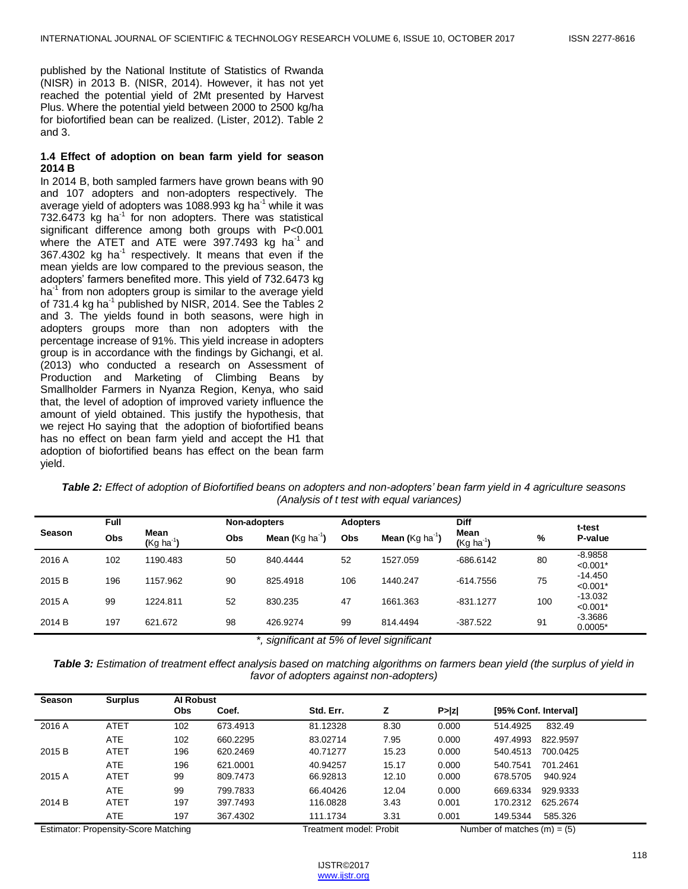published by the National Institute of Statistics of Rwanda (NISR) in 2013 B. (NISR, 2014). However, it has not yet reached the potential yield of 2Mt presented by Harvest Plus. Where the potential yield between 2000 to 2500 kg/ha for biofortified bean can be realized. (Lister, 2012). Table 2 and 3.

### 1.4 Effect of adoption on bean farm yield for season 2014 B

In 2014 B, both sampled farmers have grown beans with 90 and 107 adopters and non-adopters respectively. The average yield of adopters was 1088.993 kg ha$^{-1}$ while it was 732.6473 kg ha$^{-1}$ for non adopters. There was statistical significant difference among both groups with P<0.001 where the ATET and ATE were 397.7493 kg ha$^{-1}$ and 367.4302 kg ha$^{-1}$ respectively. It means that even if the mean yields are low compared to the previous season, the adopters' farmers benefited more. This yield of 732.6473 kg ha$^{-1}$ from non adopters group is similar to the average yield of 731.4 kg ha$^{-1}$ published by NISR, 2014. See the Tables 2 and 3. The yields found in both seasons, were high in adopters groups more than non adopters with the percentage increase of 91%. This yield increase in adopters group is in accordance with the findings by Gichangi, et al. (2013) who conducted a research on Assessment of Production and Marketing of Climbing Beans by Smallholder Farmers in Nyanza Region, Kenya, who said that, the level of adoption of improved variety influence the amount of yield obtained. This justify the hypothesis, that we reject Ho saying that the adoption of biofortified beans has no effect on bean farm yield and accept the H1 that adoption of biofortified beans has effect on the bean farm yield.

***Table 2:*** *Effect of adoption of Biofortified beans on adopters and non-adopters' bean farm yield in 4 agriculture seasons (Analysis of t test with equal variances)*

| Season | Full | | Non-adopters | | Adopters | | Diff | | t-test |
|---|---|---|---|---|---|---|---|---|---|
| | Obs | Mean (Kg ha$^{-1}$) | Obs | Mean (Kg ha$^{-1}$) | Obs | Mean (Kg ha$^{-1}$) | Mean (Kg ha$^{-1}$) | % | P-value |
| 2016 A | 102 | 1190.483 | 50 | 840.4444 | 52 | 1527.059 | -686.6142 | 80 | -8.9858 <0.001* |
| 2015 B | 196 | 1157.962 | 90 | 825.4918 | 106 | 1440.247 | -614.7556 | 75 | -14.450 <0.001* |
| 2015 A | 99 | 1224.811 | 52 | 830.235 | 47 | 1661.363 | -831.1277 | 100 | -13.032 <0.001* |
| 2014 B | 197 | 621.672 | 98 | 426.9274 | 99 | 814.4494 | -387.522 | 91 | -3.3686 0.0005* |

*\*, significant at 5% of level significant*

***Table 3:*** *Estimation of treatment effect analysis based on matching algorithms on farmers bean yield (the surplus of yield in favor of adopters against non-adopters)*

| Season | Surplus | AI Robust | | | | | | |
|---|---|---|---|---|---|---|---|---|
| | | Obs | Coef. | Std. Err. | Z | P>\|z\| | [95% Conf. Interval] | |
| 2016 A | ATET | 102 | 673.4913 | 81.12328 | 8.30 | 0.000 | 514.4925 | 832.49 |
| | ATE | 102 | 660.2295 | 83.02714 | 7.95 | 0.000 | 497.4993 | 822.9597 |
| 2015 B | ATET | 196 | 620.2469 | 40.71277 | 15.23 | 0.000 | 540.4513 | 700.0425 |
| | ATE | 196 | 621.0001 | 40.94257 | 15.17 | 0.000 | 540.7541 | 701.2461 |
| 2015 A | ATET | 99 | 809.7473 | 66.92813 | 12.10 | 0.000 | 678.5705 | 940.924 |
| | ATE | 99 | 799.7833 | 66.40426 | 12.04 | 0.000 | 669.6334 | 929.9333 |
| 2014 B | ATET | 197 | 397.7493 | 116.0828 | 3.43 | 0.001 | 170.2312 | 625.2674 |
| | ATE | 197 | 367.4302 | 111.1734 | 3.31 | 0.001 | 149.5344 | 585.326 |

Estimator: Propensity-Score Matching    Treatment model: Probit    Number of matches (m) = (5)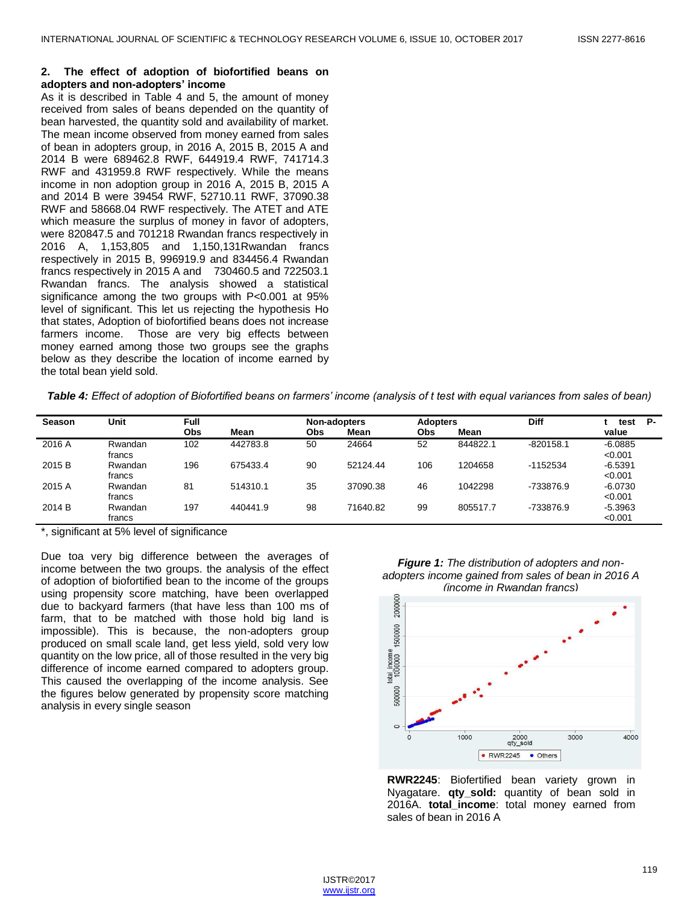## 2. The effect of adoption of biofortified beans on adopters and non-adopters' income

As it is described in Table 4 and 5, the amount of money received from sales of beans depended on the quantity of bean harvested, the quantity sold and availability of market. The mean income observed from money earned from sales of bean in adopters group, in 2016 A, 2015 B, 2015 A and 2014 B were 689462.8 RWF, 644919.4 RWF, 741714.3 RWF and 431959.8 RWF respectively. While the means income in non adoption group in 2016 A, 2015 B, 2015 A and 2014 B were 39454 RWF, 52710.11 RWF, 37090.38 RWF and 58668.04 RWF respectively. The ATET and ATE which measure the surplus of money in favor of adopters, were 820847.5 and 701218 Rwandan francs respectively in 2016 A, 1,153,805 and 1,150,131Rwandan francs respectively in 2015 B, 996919.9 and 834456.4 Rwandan francs respectively in 2015 A and 730460.5 and 722503.1 Rwandan francs. The analysis showed a statistical significance among the two groups with P<0.001 at 95% level of significant. This let us rejecting the hypothesis Ho that states, Adoption of biofortified beans does not increase farmers income. Those are very big effects between money earned among those two groups see the graphs below as they describe the location of income earned by the total bean yield sold.

***Table 4:*** *Effect of adoption of Biofortified beans on farmers' income (analysis of t test with equal variances from sales of bean)*

| Season | Unit | Full | | Non-adopters | | Adopters | | Diff | t test P-value |
|---|---|---|---|---|---|---|---|---|---|
| | | Obs | Mean | Obs | Mean | Obs | Mean | | |
| 2016 A | Rwandan francs | 102 | 442783.8 | 50 | 24664 | 52 | 844822.1 | -820158.1 | -6.0885 <0.001 |
| 2015 B | Rwandan francs | 196 | 675433.4 | 90 | 52124.44 | 106 | 1204658 | -1152534 | -6.5391 <0.001 |
| 2015 A | Rwandan francs | 81 | 514310.1 | 35 | 37090.38 | 46 | 1042298 | -733876.9 | -6.0730 <0.001 |
| 2014 B | Rwandan francs | 197 | 440441.9 | 98 | 71640.82 | 99 | 805517.7 | -733876.9 | -5.3963 <0.001 |

*, significant at 5% level of significance

Due toa very big difference between the averages of income between the two groups. the analysis of the effect of adoption of biofortified bean to the income of the groups using propensity score matching, have been overlapped due to backyard farmers (that have less than 100 ms of farm, that to be matched with those hold big land is impossible). This is because, the non-adopters group produced on small scale land, get less yield, sold very low quantity on the low price, all of those resulted in the very big difference of income earned compared to adopters group. This caused the overlapping of the income analysis. See the figures below generated by propensity score matching analysis in every single season

***Figure 1:*** *The distribution of adopters and non-adopters income gained from sales of bean in 2016 A (income in Rwandan francs)*

**RWR2245**: Biofertified bean variety grown in Nyagatare. **qty_sold:** quantity of bean sold in 2016A. **total_income**: total money earned from sales of bean in 2016 A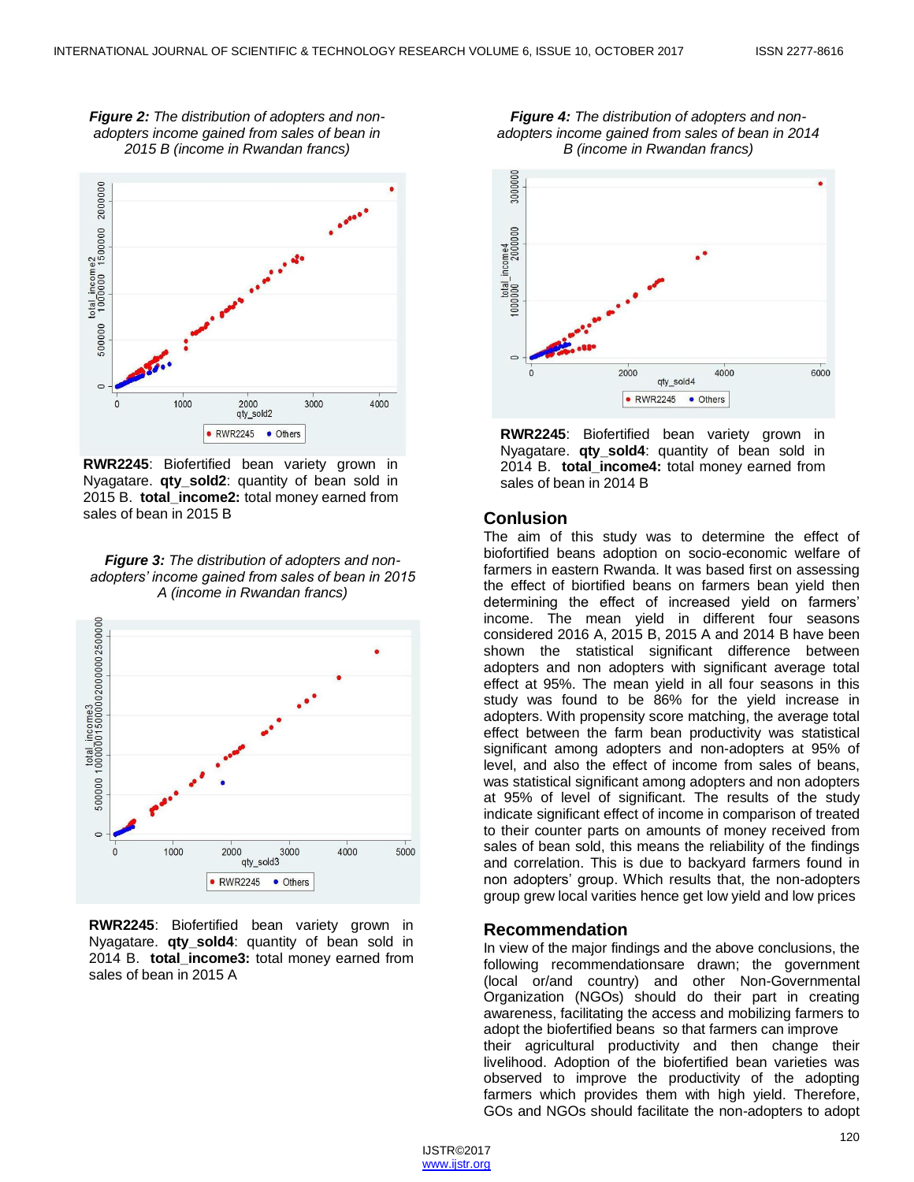***Figure 2:** The distribution of adopters and non-adopters income gained from sales of bean in 2015 B (income in Rwandan francs)*

**RWR2245**: Biofertified bean variety grown in Nyagatare. **qty_sold2**: quantity of bean sold in 2015 B. **total_income2:** total money earned from sales of bean in 2015 B

***Figure 3:** The distribution of adopters and non-adopters' income gained from sales of bean in 2015 A (income in Rwandan francs)*

**RWR2245**: Biofertified bean variety grown in Nyagatare. **qty_sold4**: quantity of bean sold in 2014 B. **total_income3:** total money earned from sales of bean in 2015 A

***Figure 4:** The distribution of adopters and non-adopters income gained from sales of bean in 2014 B (income in Rwandan francs)*

**RWR2245**: Biofertified bean variety grown in Nyagatare. **qty_sold4**: quantity of bean sold in 2014 B. **total_income4:** total money earned from sales of bean in 2014 B

## Conlusion

The aim of this study was to determine the effect of biofortified beans adoption on socio-economic welfare of farmers in eastern Rwanda. It was based first on assessing the effect of biortified beans on farmers bean yield then determining the effect of increased yield on farmers' income. The mean yield in different four seasons considered 2016 A, 2015 B, 2015 A and 2014 B have been shown the statistical significant difference between adopters and non adopters with significant average total effect at 95%. The mean yield in all four seasons in this study was found to be 86% for the yield increase in adopters. With propensity score matching, the average total effect between the farm bean productivity was statistical significant among adopters and non-adopters at 95% of level, and also the effect of income from sales of beans, was statistical significant among adopters and non adopters at 95% of level of significant. The results of the study indicate significant effect of income in comparison of treated to their counter parts on amounts of money received from sales of bean sold, this means the reliability of the findings and correlation. This is due to backyard farmers found in non adopters' group. Which results that, the non-adopters group grew local varities hence get low yield and low prices

## Recommendation

In view of the major findings and the above conclusions, the following recommendationsare drawn; the government (local or/and country) and other Non-Governmental Organization (NGOs) should do their part in creating awareness, facilitating the access and mobilizing farmers to adopt the biofertified beans so that farmers can improve their agricultural productivity and then change their livelihood. Adoption of the biofertified bean varieties was observed to improve the productivity of the adopting farmers which provides them with high yield. Therefore, GOs and NGOs should facilitate the non-adopters to adopt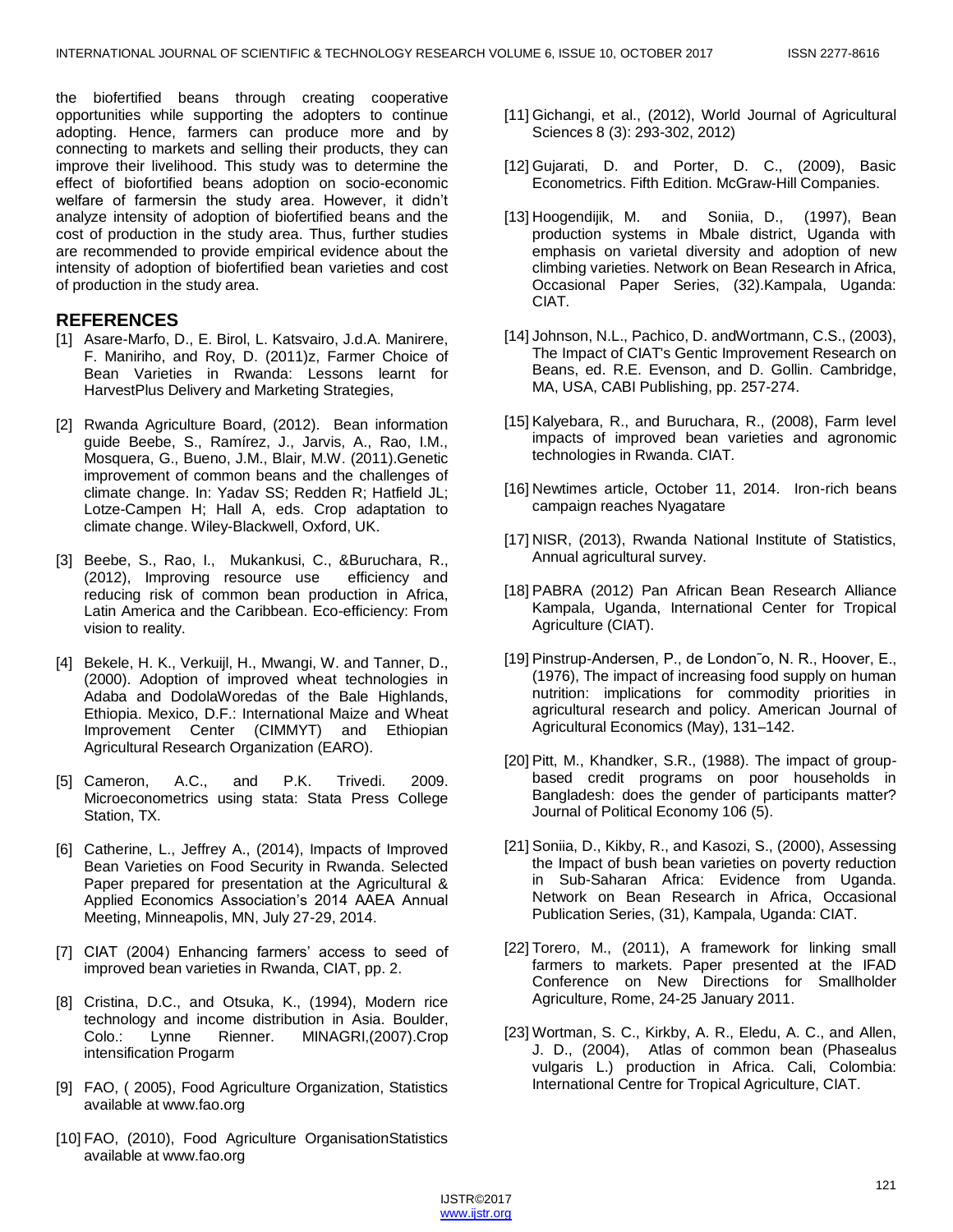the biofertified beans through creating cooperative opportunities while supporting the adopters to continue adopting. Hence, farmers can produce more and by connecting to markets and selling their products, they can improve their livelihood. This study was to determine the effect of biofortified beans adoption on socio-economic welfare of farmersin the study area. However, it didn't analyze intensity of adoption of biofertified beans and the cost of production in the study area. Thus, further studies are recommended to provide empirical evidence about the intensity of adoption of biofertified bean varieties and cost of production in the study area.

## REFERENCES

[1] Asare-Marfo, D., E. Birol, L. Katsvairo, J.d.A. Manirere, F. Maniriho, and Roy, D. (2011)z, Farmer Choice of Bean Varieties in Rwanda: Lessons learnt for HarvestPlus Delivery and Marketing Strategies,

[2] Rwanda Agriculture Board, (2012). Bean information guide Beebe, S., Ramírez, J., Jarvis, A., Rao, I.M., Mosquera, G., Bueno, J.M., Blair, M.W. (2011).Genetic improvement of common beans and the challenges of climate change. In: Yadav SS; Redden R; Hatfield JL; Lotze-Campen H; Hall A, eds. Crop adaptation to climate change. Wiley-Blackwell, Oxford, UK.

[3] Beebe, S., Rao, I., Mukankusi, C., &Buruchara, R., (2012), Improving resource use efficiency and reducing risk of common bean production in Africa, Latin America and the Caribbean. Eco-efficiency: From vision to reality.

[4] Bekele, H. K., Verkuijl, H., Mwangi, W. and Tanner, D., (2000). Adoption of improved wheat technologies in Adaba and DodolaWoredas of the Bale Highlands, Ethiopia. Mexico, D.F.: International Maize and Wheat Improvement Center (CIMMYT) and Ethiopian Agricultural Research Organization (EARO).

[5] Cameron, A.C., and P.K. Trivedi. 2009. Microeconometrics using stata: Stata Press College Station, TX.

[6] Catherine, L., Jeffrey A., (2014), Impacts of Improved Bean Varieties on Food Security in Rwanda. Selected Paper prepared for presentation at the Agricultural & Applied Economics Association's 2014 AAEA Annual Meeting, Minneapolis, MN, July 27-29, 2014.

[7] CIAT (2004) Enhancing farmers' access to seed of improved bean varieties in Rwanda, CIAT, pp. 2.

[8] Cristina, D.C., and Otsuka, K., (1994), Modern rice technology and income distribution in Asia. Boulder, Colo.: Lynne Rienner. MINAGRI,(2007).Crop intensification Progarm

[9] FAO, ( 2005), Food Agriculture Organization, Statistics available at www.fao.org

[10] FAO, (2010), Food Agriculture OrganisationStatistics available at www.fao.org

[11] Gichangi, et al., (2012), World Journal of Agricultural Sciences 8 (3): 293-302, 2012)

[12] Gujarati, D. and Porter, D. C., (2009), Basic Econometrics. Fifth Edition. McGraw-Hill Companies.

[13] Hoogendijik, M. and Soniia, D., (1997), Bean production systems in Mbale district, Uganda with emphasis on varietal diversity and adoption of new climbing varieties. Network on Bean Research in Africa, Occasional Paper Series, (32).Kampala, Uganda: CIAT.

[14] Johnson, N.L., Pachico, D. andWortmann, C.S., (2003), The Impact of CIAT's Gentic Improvement Research on Beans, ed. R.E. Evenson, and D. Gollin. Cambridge, MA, USA, CABI Publishing, pp. 257-274.

[15] Kalyebara, R., and Buruchara, R., (2008), Farm level impacts of improved bean varieties and agronomic technologies in Rwanda. CIAT.

[16] Newtimes article, October 11, 2014. Iron-rich beans campaign reaches Nyagatare

[17] NISR, (2013), Rwanda National Institute of Statistics, Annual agricultural survey.

[18] PABRA (2012) Pan African Bean Research Alliance Kampala, Uganda, International Center for Tropical Agriculture (CIAT).

[19] Pinstrup-Andersen, P., de London˜o, N. R., Hoover, E., (1976), The impact of increasing food supply on human nutrition: implications for commodity priorities in agricultural research and policy. American Journal of Agricultural Economics (May), 131–142.

[20] Pitt, M., Khandker, S.R., (1988). The impact of group-based credit programs on poor households in Bangladesh: does the gender of participants matter? Journal of Political Economy 106 (5).

[21] Soniia, D., Kikby, R., and Kasozi, S., (2000), Assessing the Impact of bush bean varieties on poverty reduction in Sub-Saharan Africa: Evidence from Uganda. Network on Bean Research in Africa, Occasional Publication Series, (31), Kampala, Uganda: CIAT.

[22] Torero, M., (2011), A framework for linking small farmers to markets. Paper presented at the IFAD Conference on New Directions for Smallholder Agriculture, Rome, 24-25 January 2011.

[23] Wortman, S. C., Kirkby, A. R., Eledu, A. C., and Allen, J. D., (2004), Atlas of common bean (Phasealus vulgaris L.) production in Africa. Cali, Colombia: International Centre for Tropical Agriculture, CIAT.